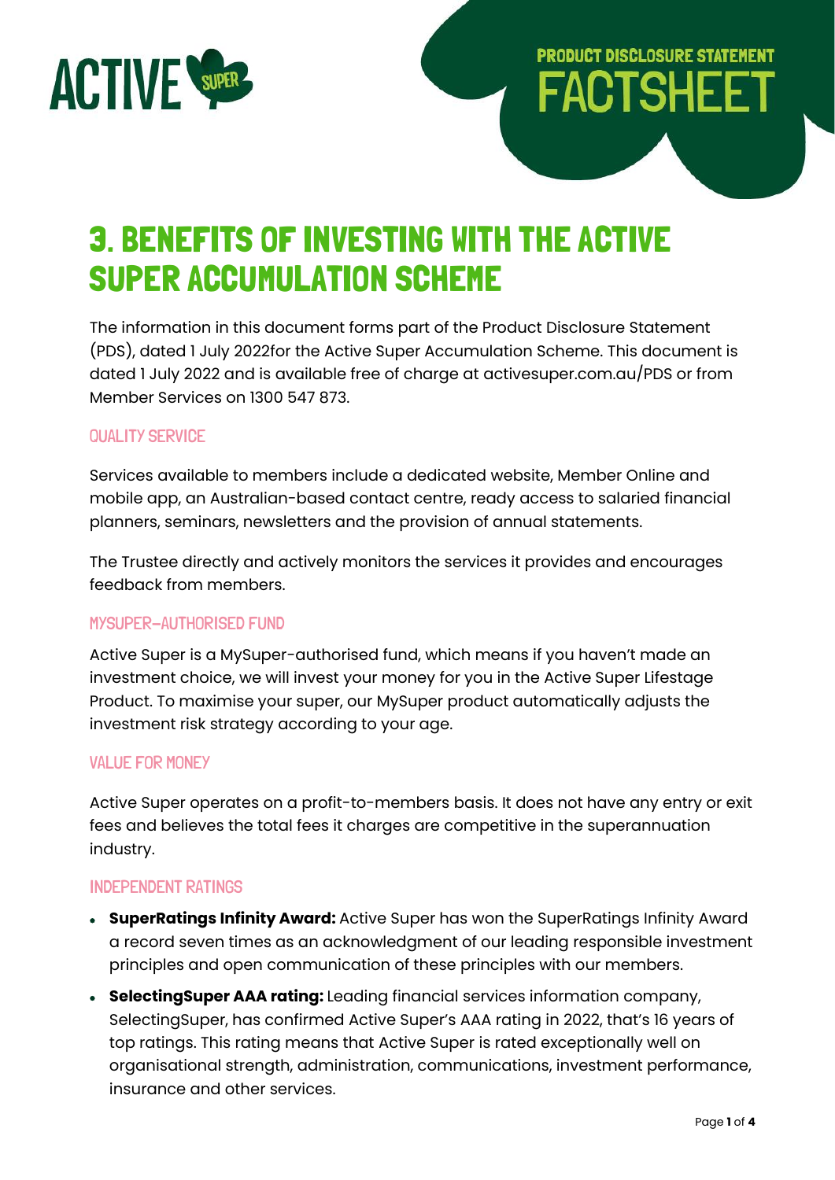PRODUCT DISCLOSURE STATEMENT

FACTSHEET

# 3. BENEFITS OF INVESTING WITH THE ACTIVE SUPER ACCUMULATION SCHEME

The information in this document forms part of the Product Disclosure Statement (PDS), dated 1 July 2022for the Active Super Accumulation Scheme. This document is dated 1 July 2022 and is available free of charge at activesuper.com.au/PDS or from Member Services on 1300 547 873.

## QUALITY SERVICE

Services available to members include a dedicated website, Member Online and mobile app, an Australian-based contact centre, ready access to salaried financial planners, seminars, newsletters and the provision of annual statements.

The Trustee directly and actively monitors the services it provides and encourages feedback from members.

## MYSUPER–AUTHORISED FUND

Active Super is a MySuper-authorised fund, which means if you haven't made an investment choice, we will invest your money for you in the Active Super Lifestage Product. To maximise your super, our MySuper product automatically adjusts the investment risk strategy according to your age.

## VALUE FOR MONEY

Active Super operates on a profit-to-members basis. It does not have any entry or exit fees and believes the total fees it charges are competitive in the superannuation industry.

## INDEPENDENT RATINGS

- **SuperRatings Infinity Award:** Active Super has won the SuperRatings Infinity Award a record seven times as an acknowledgment of our leading responsible investment principles and open communication of these principles with our members.
- **SelectingSuper AAA rating:** Leading financial services information company, SelectingSuper, has confirmed Active Super's AAA rating in 2022, that's 16 years of top ratings. This rating means that Active Super is rated exceptionally well on organisational strength, administration, communications, investment performance, insurance and other services.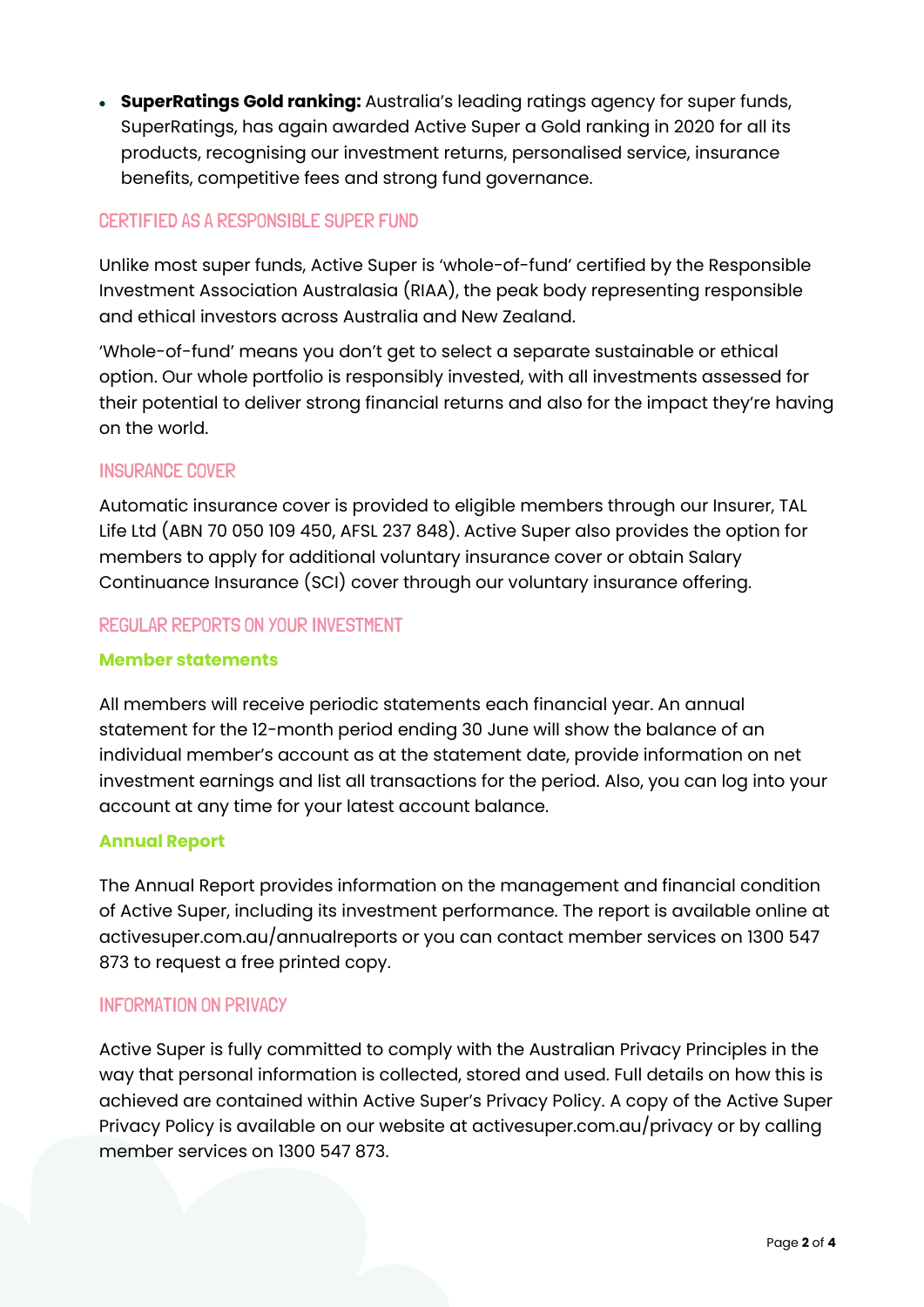- **SuperRatings Gold ranking:** Australia's leading ratings agency for super funds, SuperRatings, has again awarded Active Super a Gold ranking in 2020 for all its products, recognising our investment returns, personalised service, insurance benefits, competitive fees and strong fund governance.

## CERTIFIED AS A RESPONSIBLE SUPER FUND

Unlike most super funds, Active Super is 'whole-of-fund' certified by the Responsible Investment Association Australasia (RIAA), the peak body representing responsible and ethical investors across Australia and New Zealand.

'Whole-of-fund' means you don't get to select a separate sustainable or ethical option. Our whole portfolio is responsibly invested, with all investments assessed for their potential to deliver strong financial returns and also for the impact they're having on the world.

## INSURANCE COVER

Automatic insurance cover is provided to eligible members through our Insurer, TAL Life Ltd (ABN 70 050 109 450, AFSL 237 848). Active Super also provides the option for members to apply for additional voluntary insurance cover or obtain Salary Continuance Insurance (SCI) cover through our voluntary insurance offering.

## REGULAR REPORTS ON YOUR INVESTMENT

### Member statements

All members will receive periodic statements each financial year. An annual statement for the 12-month period ending 30 June will show the balance of an individual member's account as at the statement date, provide information on net investment earnings and list all transactions for the period. Also, you can log into your account at any time for your latest account balance.

### Annual Report

The Annual Report provides information on the management and financial condition of Active Super, including its investment performance. The report is available online at activesuper.com.au/annualreports or you can contact member services on 1300 547 873 to request a free printed copy.

## INFORMATION ON PRIVACY

Active Super is fully committed to comply with the Australian Privacy Principles in the way that personal information is collected, stored and used. Full details on how this is achieved are contained within Active Super's Privacy Policy. A copy of the Active Super Privacy Policy is available on our website at activesuper.com.au/privacy or by calling member services on 1300 547 873.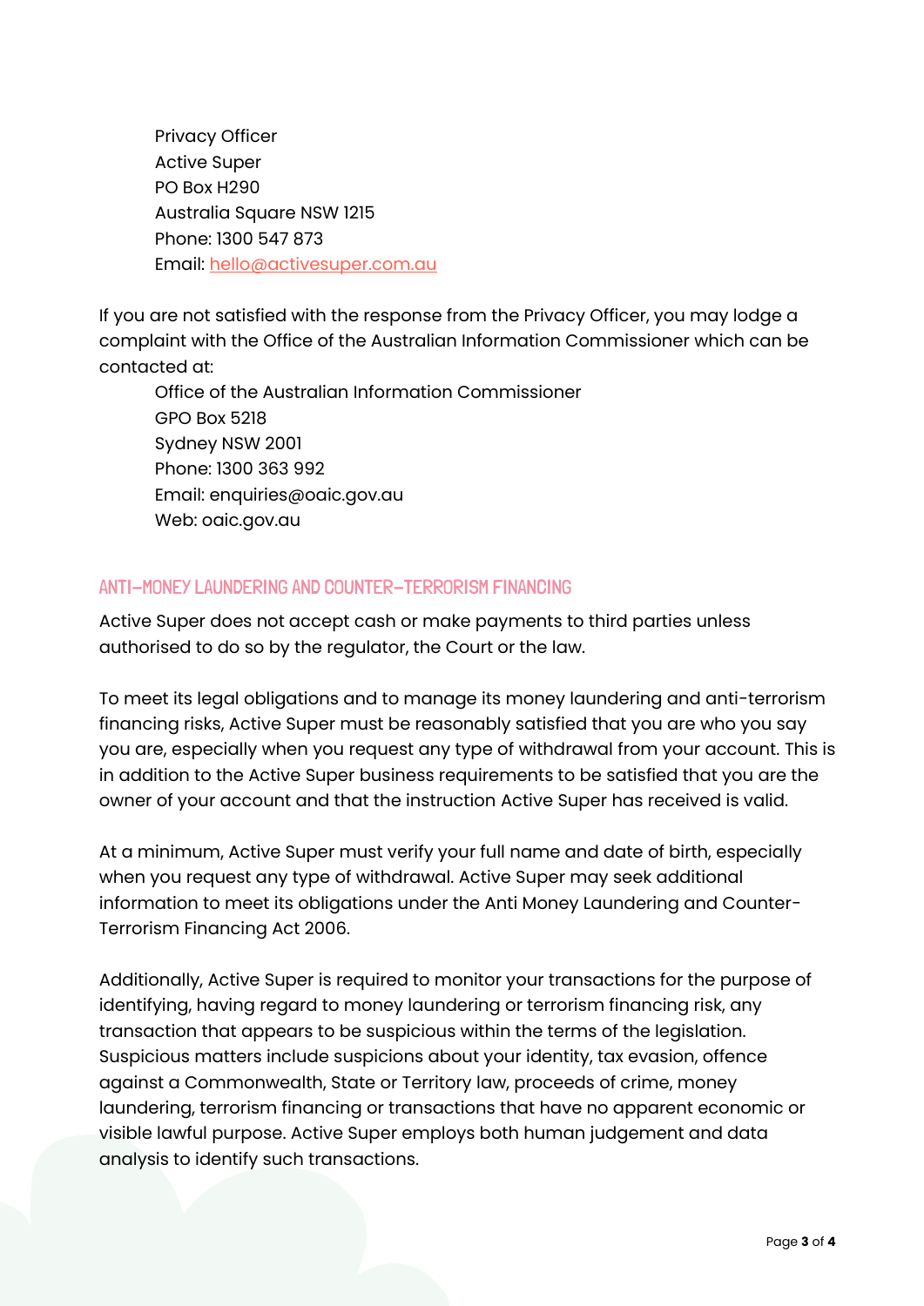Privacy Officer
Active Super
PO Box H290
Australia Square NSW 1215
Phone: 1300 547 873
Email: hello@activesuper.com.au

If you are not satisfied with the response from the Privacy Officer, you may lodge a complaint with the Office of the Australian Information Commissioner which can be contacted at:

Office of the Australian Information Commissioner
GPO Box 5218
Sydney NSW 2001
Phone: 1300 363 992
Email: enquiries@oaic.gov.au
Web: oaic.gov.au

## ANTI-MONEY LAUNDERING AND COUNTER-TERRORISM FINANCING

Active Super does not accept cash or make payments to third parties unless authorised to do so by the regulator, the Court or the law.

To meet its legal obligations and to manage its money laundering and anti-terrorism financing risks, Active Super must be reasonably satisfied that you are who you say you are, especially when you request any type of withdrawal from your account. This is in addition to the Active Super business requirements to be satisfied that you are the owner of your account and that the instruction Active Super has received is valid.

At a minimum, Active Super must verify your full name and date of birth, especially when you request any type of withdrawal. Active Super may seek additional information to meet its obligations under the Anti Money Laundering and Counter-Terrorism Financing Act 2006.

Additionally, Active Super is required to monitor your transactions for the purpose of identifying, having regard to money laundering or terrorism financing risk, any transaction that appears to be suspicious within the terms of the legislation. Suspicious matters include suspicions about your identity, tax evasion, offence against a Commonwealth, State or Territory law, proceeds of crime, money laundering, terrorism financing or transactions that have no apparent economic or visible lawful purpose. Active Super employs both human judgement and data analysis to identify such transactions.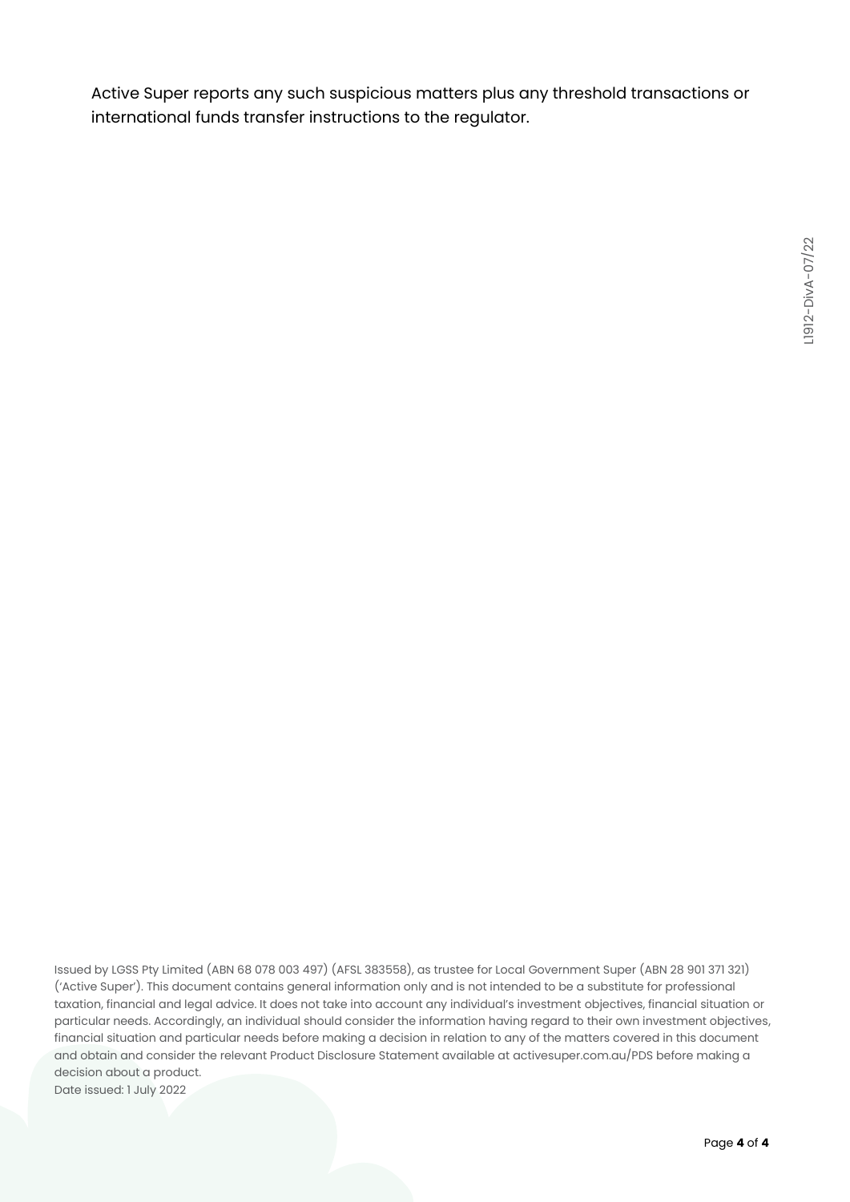Active Super reports any such suspicious matters plus any threshold transactions or international funds transfer instructions to the regulator.

Issued by LGSS Pty Limited (ABN 68 078 003 497) (AFSL 383558), as trustee for Local Government Super (ABN 28 901 371 321) ('Active Super'). This document contains general information only and is not intended to be a substitute for professional taxation, financial and legal advice. It does not take into account any individual's investment objectives, financial situation or particular needs. Accordingly, an individual should consider the information having regard to their own investment objectives, financial situation and particular needs before making a decision in relation to any of the matters covered in this document and obtain and consider the relevant Product Disclosure Statement available at activesuper.com.au/PDS before making a decision about a product.

Date issued: 1 July 2022

L1912-DivA-07/22